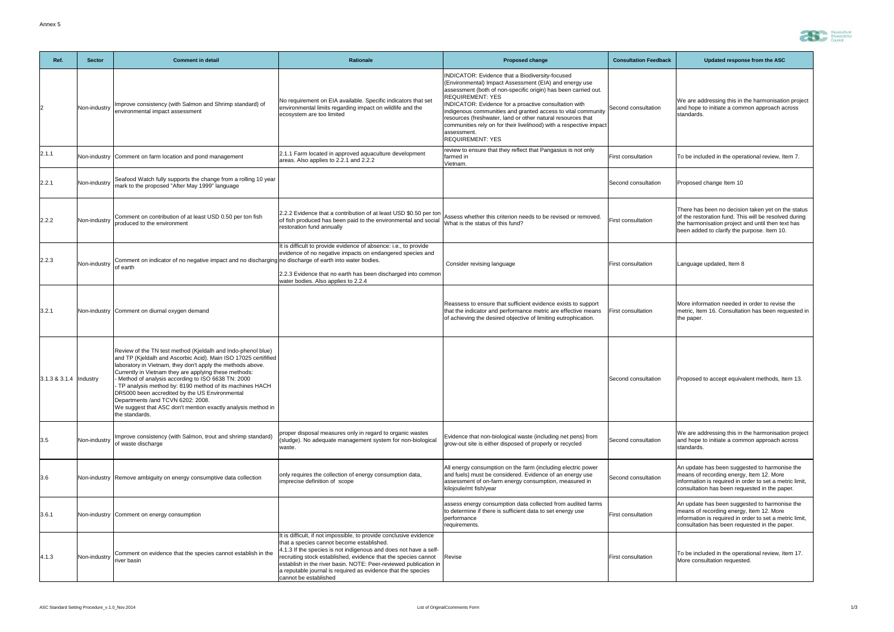Annex 5

| Ref. | Sector | Comment in detail | Rationale | Proposed change | Consultation Feedback | Updated response from the ASC |
|---|---|---|---|---|---|---|
| 2 | Non-industry | Improve consistency (with Salmon and Shrimp standard) of environmental impact assessment | No requirement on EIA available. Specific indicators that set environmental limits regarding impact on wildlife and the ecosystem are too limited | INDICATOR: Evidence that a Biodiversity-focused (Environmental) Impact Assessment (EIA) and energy use assessment (both of non-specific origin) has been carried out. REQUIREMENT: YES INDICATOR: Evidence for a proactive consultation with indigenous communities and granted access to vital community resources (freshwater, land or other natural resources that communities rely on for their livelihood) with a respective impact assessment. REQUIREMENT: YES | Second consultation | We are addressing this in the harmonisation project and hope to initiate a common approach across standards. |
| 2.1.1 | Non-industry | Comment on farm location and pond management | 2.1.1 Farm located in approved aquaculture development areas. Also applies to 2.2.1 and 2.2.2 | review to ensure that they reflect that Pangasius is not only farmed in Vietnam. | First consultation | To be included in the operational review, Item 7. |
| 2.2.1 | Non-industry | Seafood Watch fully supports the change from a rolling 10 year mark to the proposed "After May 1999" language | | | Second consultation | Proposed change Item 10 |
| 2.2.2 | Non-industry | Comment on contribution of at least USD 0.50 per ton fish produced to the environment | 2.2.2 Evidence that a contribution of at least USD $0.50 per ton of fish produced has been paid to the environmental and social restoration fund annually | Assess whether this criterion needs to be revised or removed. What is the status of this fund? | First consultation | There has been no decision taken yet on the status of the restoration fund. This will be resolved during the harmonisation project and until then text has been added to clarify the purpose. Item 10. |
| 2.2.3 | Non-industry | Comment on indicator of no negative impact and no discharging of earth | It is difficult to provide evidence of absence: i.e., to provide evidence of no negative impacts on endangered species and no discharge of earth into water bodies. 2.2.3 Evidence that no earth has been discharged into common water bodies. Also applies to 2.2.4 | Consider revising language | First consultation | Language updated, Item 8 |
| 3.2.1 | Non-industry | Comment on diurnal oxygen demand | | Reassess to ensure that sufficient evidence exists to support that the indicator and performance metric are effective means of achieving the desired objective of limiting eutrophication. | First consultation | More information needed in order to revise the metric, Item 16. Consultation has been requested in the paper. |
| 3.1.3 & 3.1.4 | Industry | Review of the TN test method (Kjeldalh and Indo-phenol blue) and TP (Kjeldalh and Ascorbic Acid). Main ISO 17025 certififed laboratory in Vietnam, they don't apply the methods above. Currently in Vietnam they are applying these methods: - Method of analysis according to ISO 6638 TN: 2000 - TP analysis method by: 8190 method of its machines HACH DR5000 been accredited by the US Environmental Departments /and TCVN 6202: 2008. We suggest that ASC don't mention exactly analysis method in the standards. | | | Second consultation | Proposed to accept equivalent methods, Item 13. |
| 3.5 | Non-industry | Improve consistency (with Salmon, trout and shrimp standard) of waste discharge | proper disposal measures only in regard to organic wastes (sludge). No adequate management system for non-biological waste. | Evidence that non-biological waste (including net pens) from grow-out site is either disposed of properly or recycled | Second consultation | We are addressing this in the harmonisation project and hope to initiate a common approach across standards. |
| 3.6 | Non-industry | Remove ambiguity on energy consumptive data collection | only requires the collection of energy consumption data, imprecise definition of scope | All energy consumption on the farm (including electric power and fuels) must be considered. Evidence of an energy use assessment of on-farm energy consumption, measured in kilojoule/mt fish/year | Second consultation | An update has been suggested to harmonise the means of recording energy, Item 12. More information is required in order to set a metric limit, consultation has been requested in the paper. |
| 3.6.1 | Non-industry | Comment on energy consumption | | assess energy consumption data collected from audited farms to determine if there is sufficient data to set energy use performance requirements. | First consultation | An update has been suggested to harmonise the means of recording energy, Item 12. More information is required in order to set a metric limit, consultation has been requested in the paper. |
| 4.1.3 | Non-industry | Comment on evidence that the species cannot establish in the river basin | It is difficult, if not impossible, to provide conclusive evidence that a species cannot become established. 4.1.3 If the species is not indigenous and does not have a self-recruiting stock established, evidence that the species cannot establish in the river basin. NOTE: Peer-reviewed publication in a reputable journal is required as evidence that the species cannot be established | Revise | First consultation | To be included in the operational review, Item 17. More consultation requested. |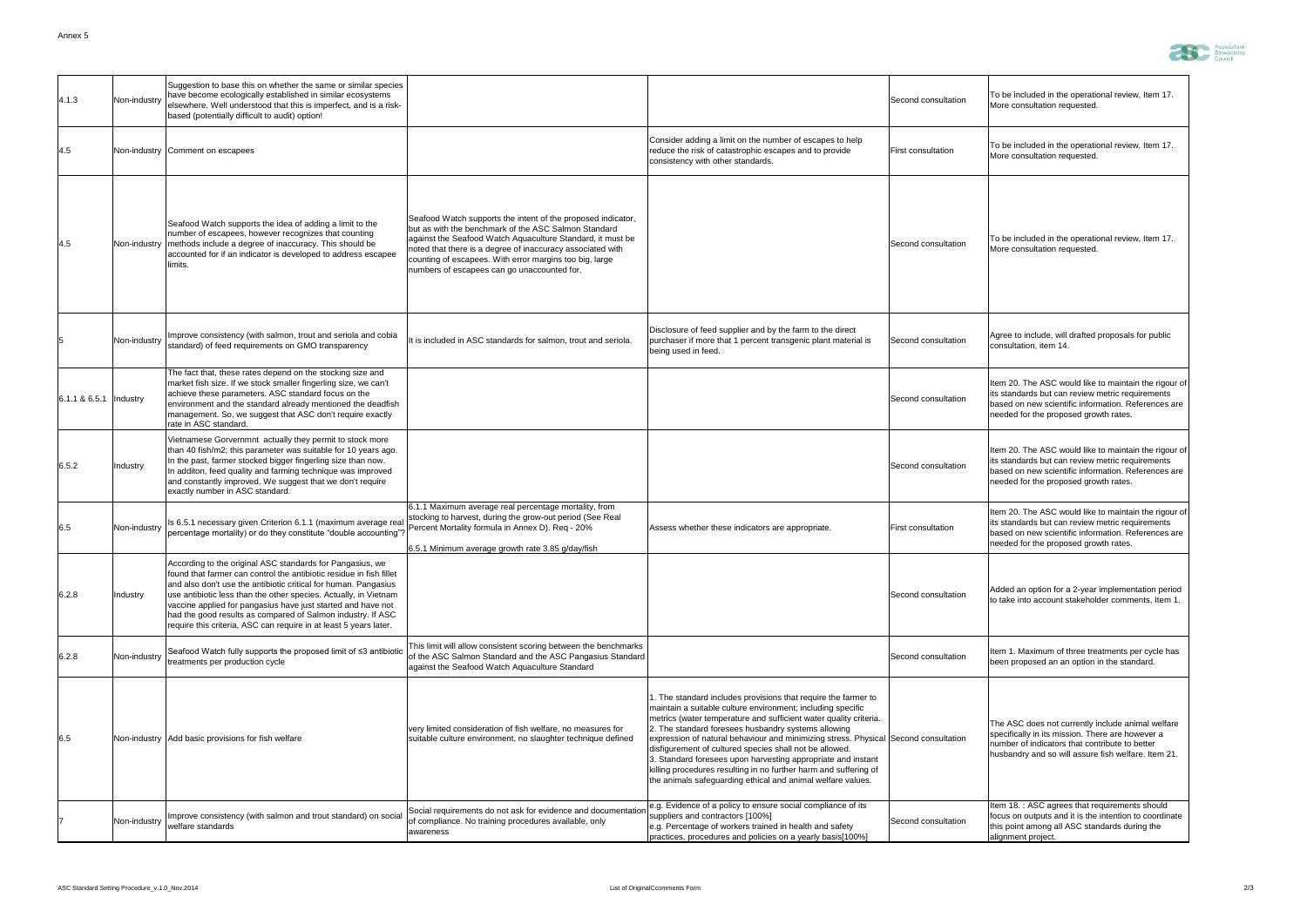Annex 5

| | | | | | | |
|---|---|---|---|---|---|---|
| 4.1.3 | Non-industry | Suggestion to base this on whether the same or similar species have become ecologically established in similar ecosystems elsewhere. Well understood that this is imperfect, and is a risk-based (potentially difficult to audit) option! | | | Second consultation | To be included in the operational review, Item 17. More consultation requested. |
| 4.5 | Non-industry | Comment on escapees | | Consider adding a limit on the number of escapes to help reduce the risk of catastrophic escapes and to provide consistency with other standards. | First consultation | To be included in the operational review, Item 17. More consultation requested. |
| 4.5 | Non-industry | Seafood Watch supports the idea of adding a limit to the number of escapees, however recognizes that counting methods include a degree of inaccuracy. This should be accounted for if an indicator is developed to address escapee limits. | Seafood Watch supports the intent of the proposed indicator, but as with the benchmark of the ASC Salmon Standard against the Seafood Watch Aquaculture Standard, it must be noted that there is a degree of inaccuracy associated with counting of escapees. With error margins too big, large numbers of escapees can go unaccounted for. | | Second consultation | To be included in the operational review, Item 17. More consultation requested. |
| 5 | Non-industry | Improve consistency (with salmon, trout and seriola and cobia standard) of feed requirements on GMO transparency | It is included in ASC standards for salmon, trout and seriola. | Disclosure of feed supplier and by the farm to the direct purchaser if more that 1 percent transgenic plant material is being used in feed. | Second consultation | Agree to include, will drafted proposals for public consultation, item 14. |
| 6.1.1 & 6.5.1 | Industry | The fact that, these rates depend on the stocking size and market fish size. If we stock smaller fingerling size, we can't achieve these parameters. ASC standard focus on the environment and the standard already mentioned the deadfish management. So, we suggest that ASC don't require exactly rate in ASC standard. | | | Second consultation | Item 20. The ASC would like to maintain the rigour of its standards but can review metric requirements based on new scientific information. References are needed for the proposed growth rates. |
| 6.5.2 | Industry | Vietnamese Gorvernmnt actually they permit to stock more than 40 fish/m2; this parameter was suitable for 10 years ago. In the past, farmer stocked bigger fingerling size than now. In additon, feed quality and farming technique was improved and constantly improved. We suggest that we don't require exactly number in ASC standard. | | | Second consultation | Item 20. The ASC would like to maintain the rigour of its standards but can review metric requirements based on new scientific information. References are needed for the proposed growth rates. |
| 6.5 | Non-industry | Is 6.5.1 necessary given Criterion 6.1.1 (maximum average real percentage mortality) or do they constitute "double accounting"? | 6.1.1 Maximum average real percentage mortality, from stocking to harvest, during the grow-out period (See Real Percent Mortality formula in Annex D). Req - 20%<br><br>6.5.1 Minimum average growth rate 3.85 g/day/fish | Assess whether these indicators are appropriate. | First consultation | Item 20. The ASC would like to maintain the rigour of its standards but can review metric requirements based on new scientific information. References are needed for the proposed growth rates. |
| 6.2.8 | Industry | According to the original ASC standards for Pangasius, we found that farmer can control the antibiotic residue in fish fillet and also don't use the antibiotic critical for human. Pangasius use antibiotic less than the other species. Actually, in Vietnam vaccine applied for pangasius have just started and have not had the good results as compared of Salmon industry. If ASC require this criteria, ASC can require in at least 5 years later. | | | Second consultation | Added an option for a 2-year implementation period to take into account stakeholder comments, Item 1. |
| 6.2.8 | Non-industry | Seafood Watch fully supports the proposed limit of ≤3 antibiotic treatments per production cycle | This limit will allow consistent scoring between the benchmarks of the ASC Salmon Standard and the ASC Pangasius Standard against the Seafood Watch Aquaculture Standard | | Second consultation | Item 1. Maximum of three treatments per cycle has been proposed an an option in the standard. |
| 6.5 | Non-industry | Add basic provisions for fish welfare | very limited consideration of fish welfare, no measures for suitable culture environment, no slaughter technique defined | 1. The standard includes provisions that require the farmer to maintain a suitable culture environment; including specific metrics (water temperature and sufficient water quality criteria.<br>2. The standard foresees husbandry systems allowing expression of natural behaviour and minimizing stress. Physical disfigurement of cultured species shall not be allowed.<br>3. Standard foresees upon harvesting appropriate and instant killing procedures resulting in no further harm and suffering of the animals safeguarding ethical and animal welfare values. | Second consultation | The ASC does not currently include animal welfare specifically in its mission. There are however a number of indicators that contribute to better husbandry and so will assure fish welfare. Item 21. |
| 7 | Non-industry | Improve consistency (with salmon and trout standard) on social welfare standards | Social requirements do not ask for evidence and documentation of compliance. No training procedures available, only awareness | e.g. Evidence of a policy to ensure social compliance of its suppliers and contractors [100%]<br>e.g. Percentage of workers trained in health and safety practices, procedures and policies on a yearly basis[100%] | Second consultation | Item 18. : ASC agrees that requirements should focus on outputs and it is the intention to coordinate this point among all ASC standards during the alignment project. |

ASC Standard Setting Procedure_v.1.0_Nov.2014 — List of OriginalCcomments Form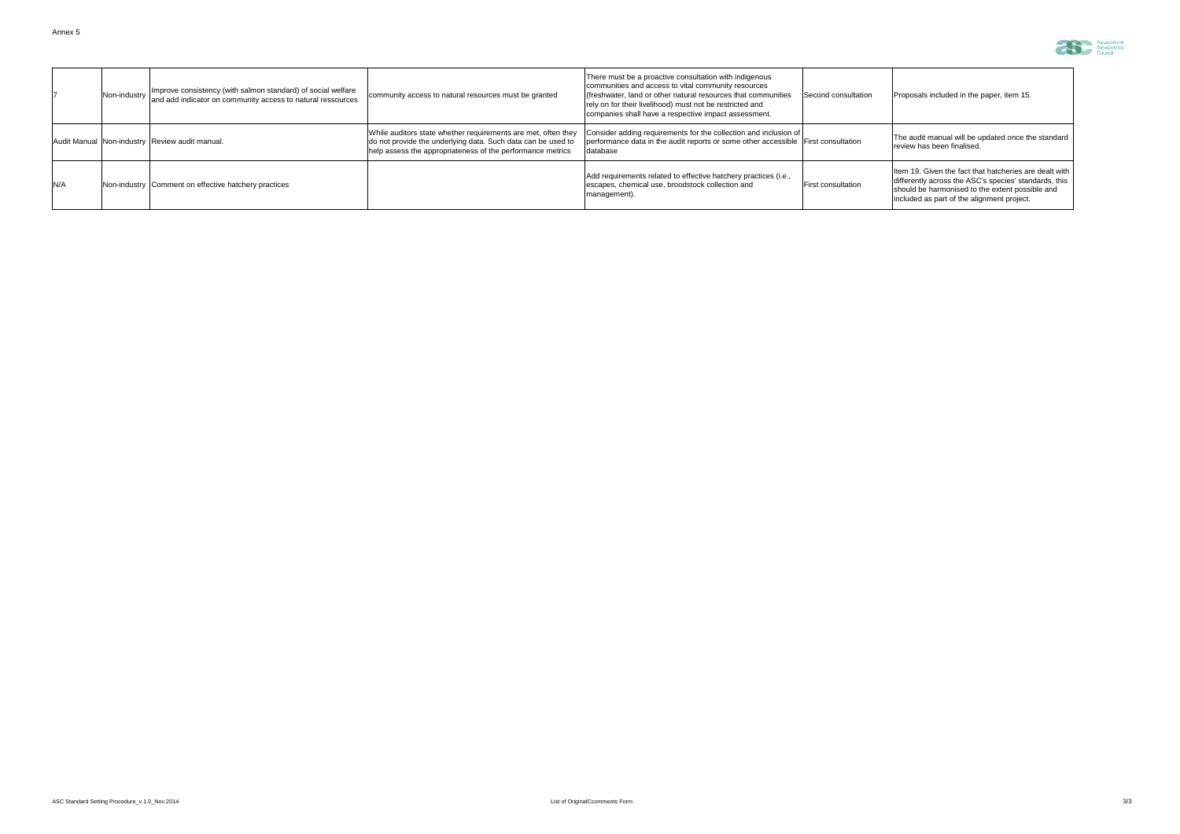Annex 5

| | | | | | | |
|---|---|---|---|---|---|---|
| 7 | Non-industry | Improve consistency (with salmon standard) of social welfare and add indicator on community access to natural ressources | community access to natural resources must be granted | There must be a proactive consultation with indigenous communities and access to vital community resources (freshwater, land or other natural resources that communities rely on for their livelihood) must not be restricted and companies shall have a respective impact assessment. | Second consultation | Proposals included in the paper, item 15. |
| Audit Manual | Non-industry | Review audit manual. | While auditors state whether requirements are met, often they do not provide the underlying data. Such data can be used to help assess the appropriateness of the performance metrics | Consider adding requirements for the collection and inclusion of performance data in the audit reports or some other accessible database | First consultation | The audit manual will be updated once the standard review has been finalised. |
| N/A | Non-industry | Comment on effective hatchery practices | | Add requirements related to effective hatchery practices (i.e., escapes, chemical use, broodstock collection and management). | First consultation | Item 19. Given the fact that hatcheries are dealt with differently across the ASC's species' standards, this should be harmonised to the extent possible and included as part of the alignment project. |

ASC Standard Setting Procedure_v.1.0_Nov.2014 | List of OriginalCcomments Form